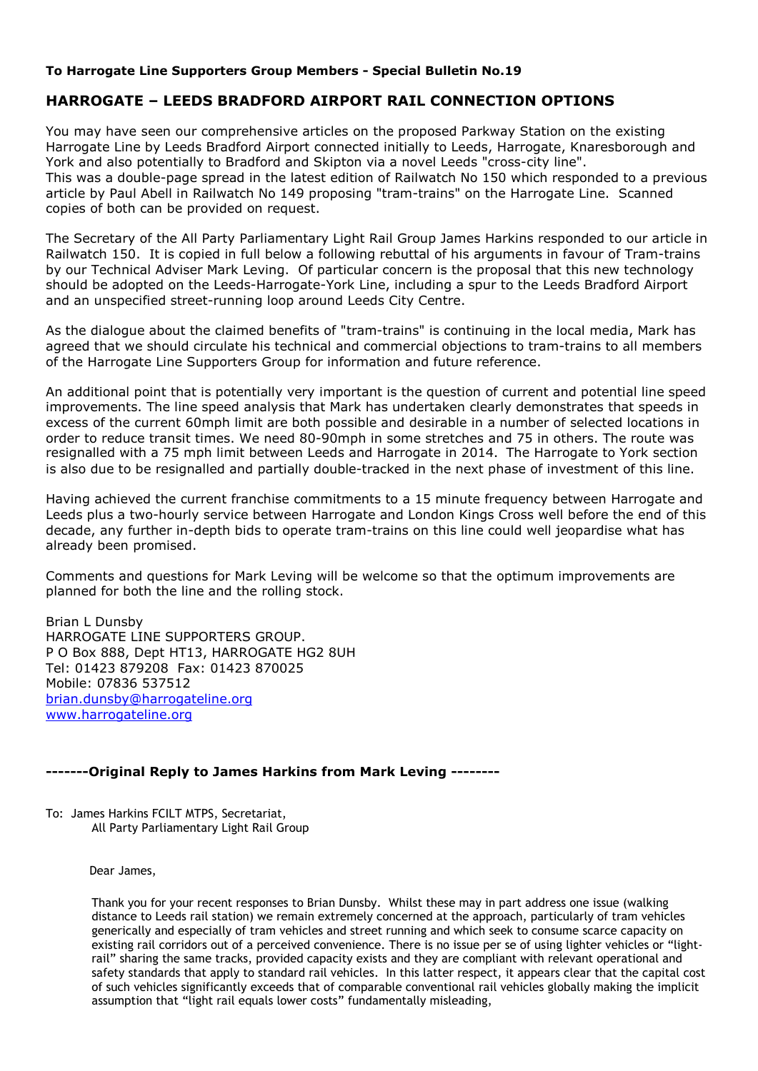**To Harrogate Line Supporters Group Members - Special Bulletin No.19**

## HARROGATE – LEEDS BRADFORD AIRPORT RAIL CONNECTION OPTIONS

You may have seen our comprehensive articles on the proposed Parkway Station on the existing Harrogate Line by Leeds Bradford Airport connected initially to Leeds, Harrogate, Knaresborough and York and also potentially to Bradford and Skipton via a novel Leeds "cross-city line".
This was a double-page spread in the latest edition of Railwatch No 150 which responded to a previous article by Paul Abell in Railwatch No 149 proposing "tram-trains" on the Harrogate Line. Scanned copies of both can be provided on request.

The Secretary of the All Party Parliamentary Light Rail Group James Harkins responded to our article in Railwatch 150. It is copied in full below a following rebuttal of his arguments in favour of Tram-trains by our Technical Adviser Mark Leving. Of particular concern is the proposal that this new technology should be adopted on the Leeds-Harrogate-York Line, including a spur to the Leeds Bradford Airport and an unspecified street-running loop around Leeds City Centre.

As the dialogue about the claimed benefits of "tram-trains" is continuing in the local media, Mark has agreed that we should circulate his technical and commercial objections to tram-trains to all members of the Harrogate Line Supporters Group for information and future reference.

An additional point that is potentially very important is the question of current and potential line speed improvements. The line speed analysis that Mark has undertaken clearly demonstrates that speeds in excess of the current 60mph limit are both possible and desirable in a number of selected locations in order to reduce transit times. We need 80-90mph in some stretches and 75 in others. The route was resignalled with a 75 mph limit between Leeds and Harrogate in 2014. The Harrogate to York section is also due to be resignalled and partially double-tracked in the next phase of investment of this line.

Having achieved the current franchise commitments to a 15 minute frequency between Harrogate and Leeds plus a two-hourly service between Harrogate and London Kings Cross well before the end of this decade, any further in-depth bids to operate tram-trains on this line could well jeopardise what has already been promised.

Comments and questions for Mark Leving will be welcome so that the optimum improvements are planned for both the line and the rolling stock.

Brian L Dunsby
HARROGATE LINE SUPPORTERS GROUP.
P O Box 888, Dept HT13, HARROGATE HG2 8UH
Tel: 01423 879208 Fax: 01423 870025
Mobile: 07836 537512
brian.dunsby@harrogateline.org
www.harrogateline.org

**-------Original Reply to James Harkins from Mark Leving --------**

To: James Harkins FCILT MTPS, Secretariat,
All Party Parliamentary Light Rail Group

Dear James,

Thank you for your recent responses to Brian Dunsby. Whilst these may in part address one issue (walking distance to Leeds rail station) we remain extremely concerned at the approach, particularly of tram vehicles generically and especially of tram vehicles and street running and which seek to consume scarce capacity on existing rail corridors out of a perceived convenience. There is no issue per se of using lighter vehicles or "light-rail" sharing the same tracks, provided capacity exists and they are compliant with relevant operational and safety standards that apply to standard rail vehicles. In this latter respect, it appears clear that the capital cost of such vehicles significantly exceeds that of comparable conventional rail vehicles globally making the implicit assumption that "light rail equals lower costs" fundamentally misleading,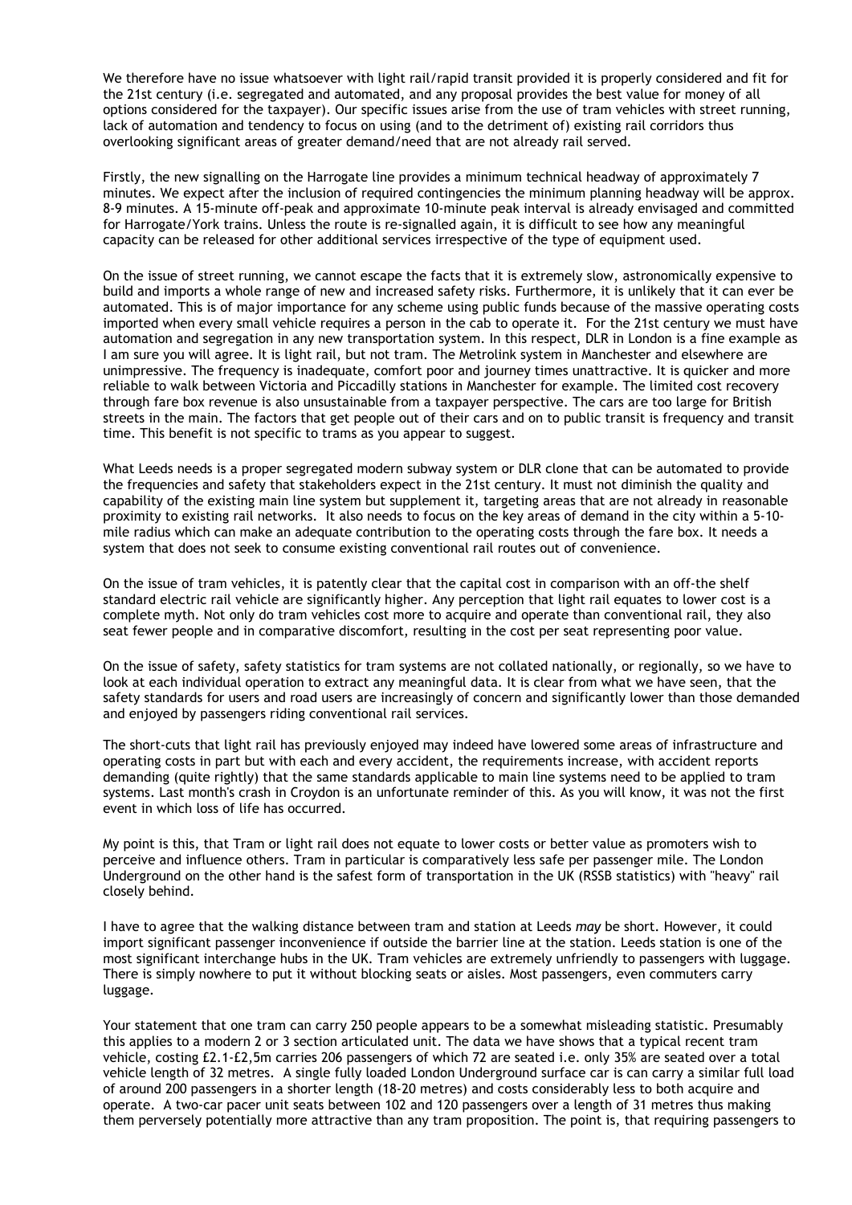We therefore have no issue whatsoever with light rail/rapid transit provided it is properly considered and fit for the 21st century (i.e. segregated and automated, and any proposal provides the best value for money of all options considered for the taxpayer). Our specific issues arise from the use of tram vehicles with street running, lack of automation and tendency to focus on using (and to the detriment of) existing rail corridors thus overlooking significant areas of greater demand/need that are not already rail served.

Firstly, the new signalling on the Harrogate line provides a minimum technical headway of approximately 7 minutes. We expect after the inclusion of required contingencies the minimum planning headway will be approx. 8-9 minutes. A 15-minute off-peak and approximate 10-minute peak interval is already envisaged and committed for Harrogate/York trains. Unless the route is re-signalled again, it is difficult to see how any meaningful capacity can be released for other additional services irrespective of the type of equipment used.

On the issue of street running, we cannot escape the facts that it is extremely slow, astronomically expensive to build and imports a whole range of new and increased safety risks. Furthermore, it is unlikely that it can ever be automated. This is of major importance for any scheme using public funds because of the massive operating costs imported when every small vehicle requires a person in the cab to operate it. For the 21st century we must have automation and segregation in any new transportation system. In this respect, DLR in London is a fine example as I am sure you will agree. It is light rail, but not tram. The Metrolink system in Manchester and elsewhere are unimpressive. The frequency is inadequate, comfort poor and journey times unattractive. It is quicker and more reliable to walk between Victoria and Piccadilly stations in Manchester for example. The limited cost recovery through fare box revenue is also unsustainable from a taxpayer perspective. The cars are too large for British streets in the main. The factors that get people out of their cars and on to public transit is frequency and transit time. This benefit is not specific to trams as you appear to suggest.

What Leeds needs is a proper segregated modern subway system or DLR clone that can be automated to provide the frequencies and safety that stakeholders expect in the 21st century. It must not diminish the quality and capability of the existing main line system but supplement it, targeting areas that are not already in reasonable proximity to existing rail networks. It also needs to focus on the key areas of demand in the city within a 5-10-mile radius which can make an adequate contribution to the operating costs through the fare box. It needs a system that does not seek to consume existing conventional rail routes out of convenience.

On the issue of tram vehicles, it is patently clear that the capital cost in comparison with an off-the shelf standard electric rail vehicle are significantly higher. Any perception that light rail equates to lower cost is a complete myth. Not only do tram vehicles cost more to acquire and operate than conventional rail, they also seat fewer people and in comparative discomfort, resulting in the cost per seat representing poor value.

On the issue of safety, safety statistics for tram systems are not collated nationally, or regionally, so we have to look at each individual operation to extract any meaningful data. It is clear from what we have seen, that the safety standards for users and road users are increasingly of concern and significantly lower than those demanded and enjoyed by passengers riding conventional rail services.

The short-cuts that light rail has previously enjoyed may indeed have lowered some areas of infrastructure and operating costs in part but with each and every accident, the requirements increase, with accident reports demanding (quite rightly) that the same standards applicable to main line systems need to be applied to tram systems. Last month's crash in Croydon is an unfortunate reminder of this. As you will know, it was not the first event in which loss of life has occurred.

My point is this, that Tram or light rail does not equate to lower costs or better value as promoters wish to perceive and influence others. Tram in particular is comparatively less safe per passenger mile. The London Underground on the other hand is the safest form of transportation in the UK (RSSB statistics) with "heavy" rail closely behind.

I have to agree that the walking distance between tram and station at Leeds *may* be short. However, it could import significant passenger inconvenience if outside the barrier line at the station. Leeds station is one of the most significant interchange hubs in the UK. Tram vehicles are extremely unfriendly to passengers with luggage. There is simply nowhere to put it without blocking seats or aisles. Most passengers, even commuters carry luggage.

Your statement that one tram can carry 250 people appears to be a somewhat misleading statistic. Presumably this applies to a modern 2 or 3 section articulated unit. The data we have shows that a typical recent tram vehicle, costing £2.1-£2,5m carries 206 passengers of which 72 are seated i.e. only 35% are seated over a total vehicle length of 32 metres. A single fully loaded London Underground surface car is can carry a similar full load of around 200 passengers in a shorter length (18-20 metres) and costs considerably less to both acquire and operate. A two-car pacer unit seats between 102 and 120 passengers over a length of 31 metres thus making them perversely potentially more attractive than any tram proposition. The point is, that requiring passengers to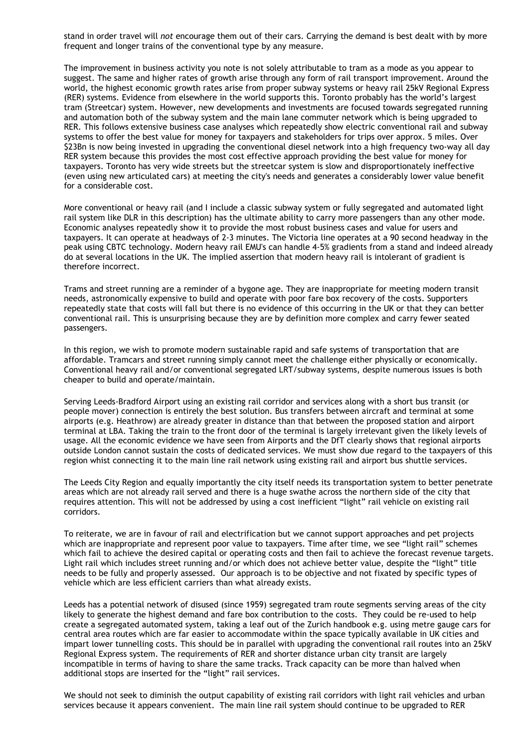stand in order travel will *not* encourage them out of their cars. Carrying the demand is best dealt with by more frequent and longer trains of the conventional type by any measure.

The improvement in business activity you note is not solely attributable to tram as a mode as you appear to suggest. The same and higher rates of growth arise through any form of rail transport improvement. Around the world, the highest economic growth rates arise from proper subway systems or heavy rail 25kV Regional Express (RER) systems. Evidence from elsewhere in the world supports this. Toronto probably has the world's largest tram (Streetcar) system. However, new developments and investments are focused towards segregated running and automation both of the subway system and the main lane commuter network which is being upgraded to RER. This follows extensive business case analyses which repeatedly show electric conventional rail and subway systems to offer the best value for money for taxpayers and stakeholders for trips over approx. 5 miles. Over $23Bn is now being invested in upgrading the conventional diesel network into a high frequency two-way all day RER system because this provides the most cost effective approach providing the best value for money for taxpayers. Toronto has very wide streets but the streetcar system is slow and disproportionately ineffective (even using new articulated cars) at meeting the city's needs and generates a considerably lower value benefit for a considerable cost.

More conventional or heavy rail (and I include a classic subway system or fully segregated and automated light rail system like DLR in this description) has the ultimate ability to carry more passengers than any other mode. Economic analyses repeatedly show it to provide the most robust business cases and value for users and taxpayers. It can operate at headways of 2-3 minutes. The Victoria line operates at a 90 second headway in the peak using CBTC technology. Modern heavy rail EMU's can handle 4-5% gradients from a stand and indeed already do at several locations in the UK. The implied assertion that modern heavy rail is intolerant of gradient is therefore incorrect.

Trams and street running are a reminder of a bygone age. They are inappropriate for meeting modern transit needs, astronomically expensive to build and operate with poor fare box recovery of the costs. Supporters repeatedly state that costs will fall but there is no evidence of this occurring in the UK or that they can better conventional rail. This is unsurprising because they are by definition more complex and carry fewer seated passengers.

In this region, we wish to promote modern sustainable rapid and safe systems of transportation that are affordable. Tramcars and street running simply cannot meet the challenge either physically or economically. Conventional heavy rail and/or conventional segregated LRT/subway systems, despite numerous issues is both cheaper to build and operate/maintain.

Serving Leeds-Bradford Airport using an existing rail corridor and services along with a short bus transit (or people mover) connection is entirely the best solution. Bus transfers between aircraft and terminal at some airports (e.g. Heathrow) are already greater in distance than that between the proposed station and airport terminal at LBA. Taking the train to the front door of the terminal is largely irrelevant given the likely levels of usage. All the economic evidence we have seen from Airports and the DfT clearly shows that regional airports outside London cannot sustain the costs of dedicated services. We must show due regard to the taxpayers of this region whist connecting it to the main line rail network using existing rail and airport bus shuttle services.

The Leeds City Region and equally importantly the city itself needs its transportation system to better penetrate areas which are not already rail served and there is a huge swathe across the northern side of the city that requires attention. This will not be addressed by using a cost inefficient "light" rail vehicle on existing rail corridors.

To reiterate, we are in favour of rail and electrification but we cannot support approaches and pet projects which are inappropriate and represent poor value to taxpayers. Time after time, we see "light rail" schemes which fail to achieve the desired capital or operating costs and then fail to achieve the forecast revenue targets. Light rail which includes street running and/or which does not achieve better value, despite the "light" title needs to be fully and properly assessed. Our approach is to be objective and not fixated by specific types of vehicle which are less efficient carriers than what already exists.

Leeds has a potential network of disused (since 1959) segregated tram route segments serving areas of the city likely to generate the highest demand and fare box contribution to the costs. They could be re-used to help create a segregated automated system, taking a leaf out of the Zurich handbook e.g. using metre gauge cars for central area routes which are far easier to accommodate within the space typically available in UK cities and impart lower tunnelling costs. This should be in parallel with upgrading the conventional rail routes into an 25kV Regional Express system. The requirements of RER and shorter distance urban city transit are largely incompatible in terms of having to share the same tracks. Track capacity can be more than halved when additional stops are inserted for the "light" rail services.

We should not seek to diminish the output capability of existing rail corridors with light rail vehicles and urban services because it appears convenient. The main line rail system should continue to be upgraded to RER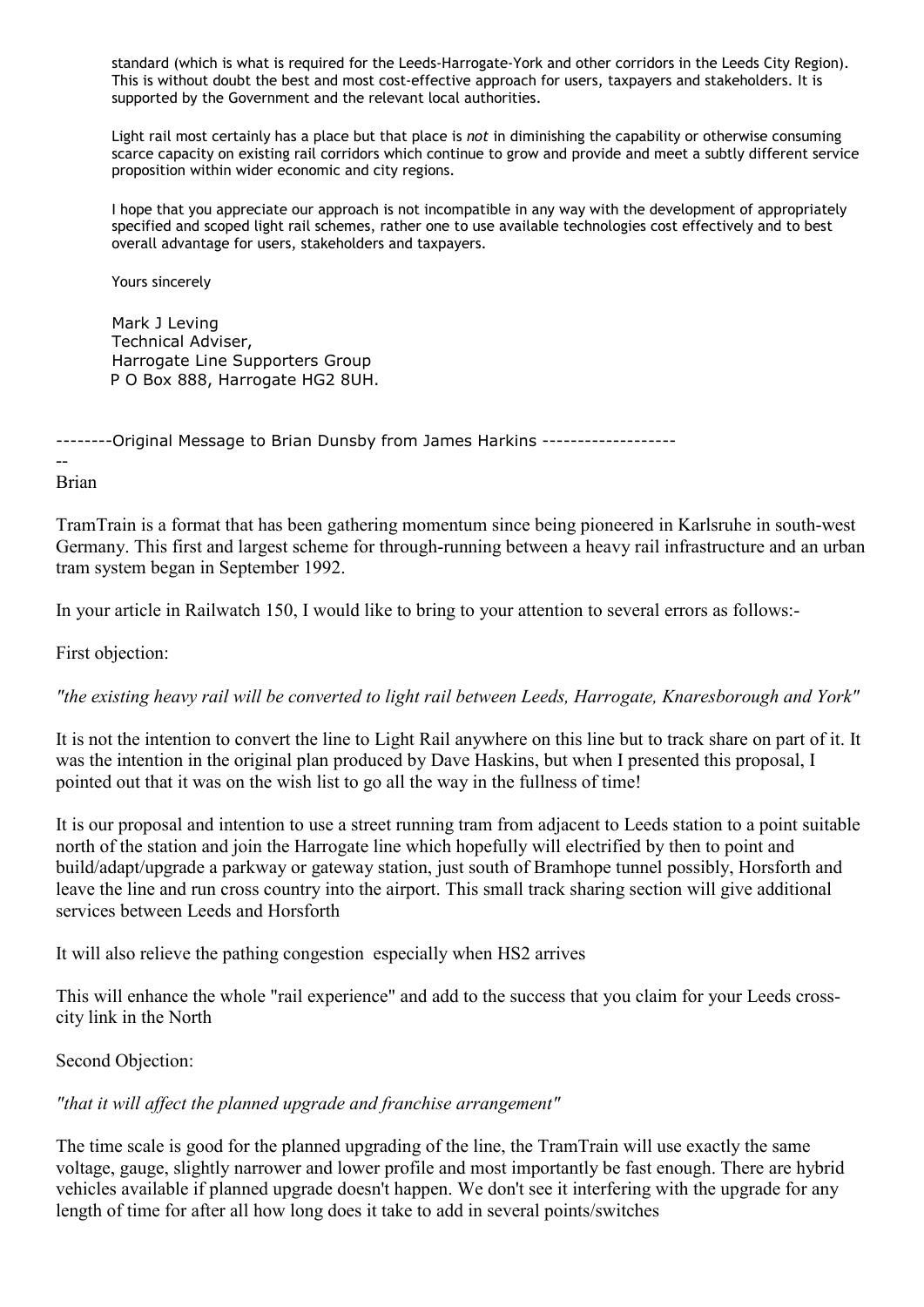standard (which is what is required for the Leeds-Harrogate-York and other corridors in the Leeds City Region). This is without doubt the best and most cost-effective approach for users, taxpayers and stakeholders. It is supported by the Government and the relevant local authorities.

Light rail most certainly has a place but that place is *not* in diminishing the capability or otherwise consuming scarce capacity on existing rail corridors which continue to grow and provide and meet a subtly different service proposition within wider economic and city regions.

I hope that you appreciate our approach is not incompatible in any way with the development of appropriately specified and scoped light rail schemes, rather one to use available technologies cost effectively and to best overall advantage for users, stakeholders and taxpayers.

Yours sincerely

Mark J Leving
Technical Adviser,
Harrogate Line Supporters Group
P O Box 888, Harrogate HG2 8UH.

--------Original Message to Brian Dunsby from James Harkins -------------------

--
Brian

TramTrain is a format that has been gathering momentum since being pioneered in Karlsruhe in south-west Germany. This first and largest scheme for through-running between a heavy rail infrastructure and an urban tram system began in September 1992.

In your article in Railwatch 150, I would like to bring to your attention to several errors as follows:-

First objection:

*"the existing heavy rail will be converted to light rail between Leeds, Harrogate, Knaresborough and York"*

It is not the intention to convert the line to Light Rail anywhere on this line but to track share on part of it. It was the intention in the original plan produced by Dave Haskins, but when I presented this proposal, I pointed out that it was on the wish list to go all the way in the fullness of time!

It is our proposal and intention to use a street running tram from adjacent to Leeds station to a point suitable north of the station and join the Harrogate line which hopefully will electrified by then to point and build/adapt/upgrade a parkway or gateway station, just south of Bramhope tunnel possibly, Horsforth and leave the line and run cross country into the airport. This small track sharing section will give additional services between Leeds and Horsforth

It will also relieve the pathing congestion especially when HS2 arrives

This will enhance the whole "rail experience" and add to the success that you claim for your Leeds cross-city link in the North

Second Objection:

*"that it will affect the planned upgrade and franchise arrangement"*

The time scale is good for the planned upgrading of the line, the TramTrain will use exactly the same voltage, gauge, slightly narrower and lower profile and most importantly be fast enough. There are hybrid vehicles available if planned upgrade doesn't happen. We don't see it interfering with the upgrade for any length of time for after all how long does it take to add in several points/switches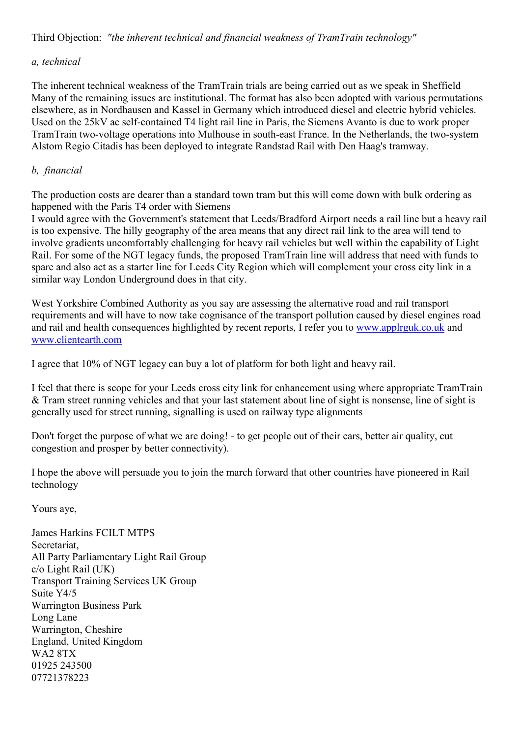Third Objection: *"the inherent technical and financial weakness of TramTrain technology"*

*a, technical*

The inherent technical weakness of the TramTrain trials are being carried out as we speak in Sheffield Many of the remaining issues are institutional. The format has also been adopted with various permutations elsewhere, as in Nordhausen and Kassel in Germany which introduced diesel and electric hybrid vehicles. Used on the 25kV ac self-contained T4 light rail line in Paris, the Siemens Avanto is due to work proper TramTrain two-voltage operations into Mulhouse in south-east France. In the Netherlands, the two-system Alstom Regio Citadis has been deployed to integrate Randstad Rail with Den Haag's tramway.

*b, financial*

The production costs are dearer than a standard town tram but this will come down with bulk ordering as happened with the Paris T4 order with Siemens
I would agree with the Government's statement that Leeds/Bradford Airport needs a rail line but a heavy rail is too expensive. The hilly geography of the area means that any direct rail link to the area will tend to involve gradients uncomfortably challenging for heavy rail vehicles but well within the capability of Light Rail. For some of the NGT legacy funds, the proposed TramTrain line will address that need with funds to spare and also act as a starter line for Leeds City Region which will complement your cross city link in a similar way London Underground does in that city.

West Yorkshire Combined Authority as you say are assessing the alternative road and rail transport requirements and will have to now take cognisance of the transport pollution caused by diesel engines road and rail and health consequences highlighted by recent reports, I refer you to www.applrguk.co.uk and www.clientearth.com

I agree that 10% of NGT legacy can buy a lot of platform for both light and heavy rail.

I feel that there is scope for your Leeds cross city link for enhancement using where appropriate TramTrain & Tram street running vehicles and that your last statement about line of sight is nonsense, line of sight is generally used for street running, signalling is used on railway type alignments

Don't forget the purpose of what we are doing! - to get people out of their cars, better air quality, cut congestion and prosper by better connectivity).

I hope the above will persuade you to join the march forward that other countries have pioneered in Rail technology

Yours aye,

James Harkins FCILT MTPS
Secretariat,
All Party Parliamentary Light Rail Group
c/o Light Rail (UK)
Transport Training Services UK Group
Suite Y4/5
Warrington Business Park
Long Lane
Warrington, Cheshire
England, United Kingdom
WA2 8TX
01925 243500
07721378223